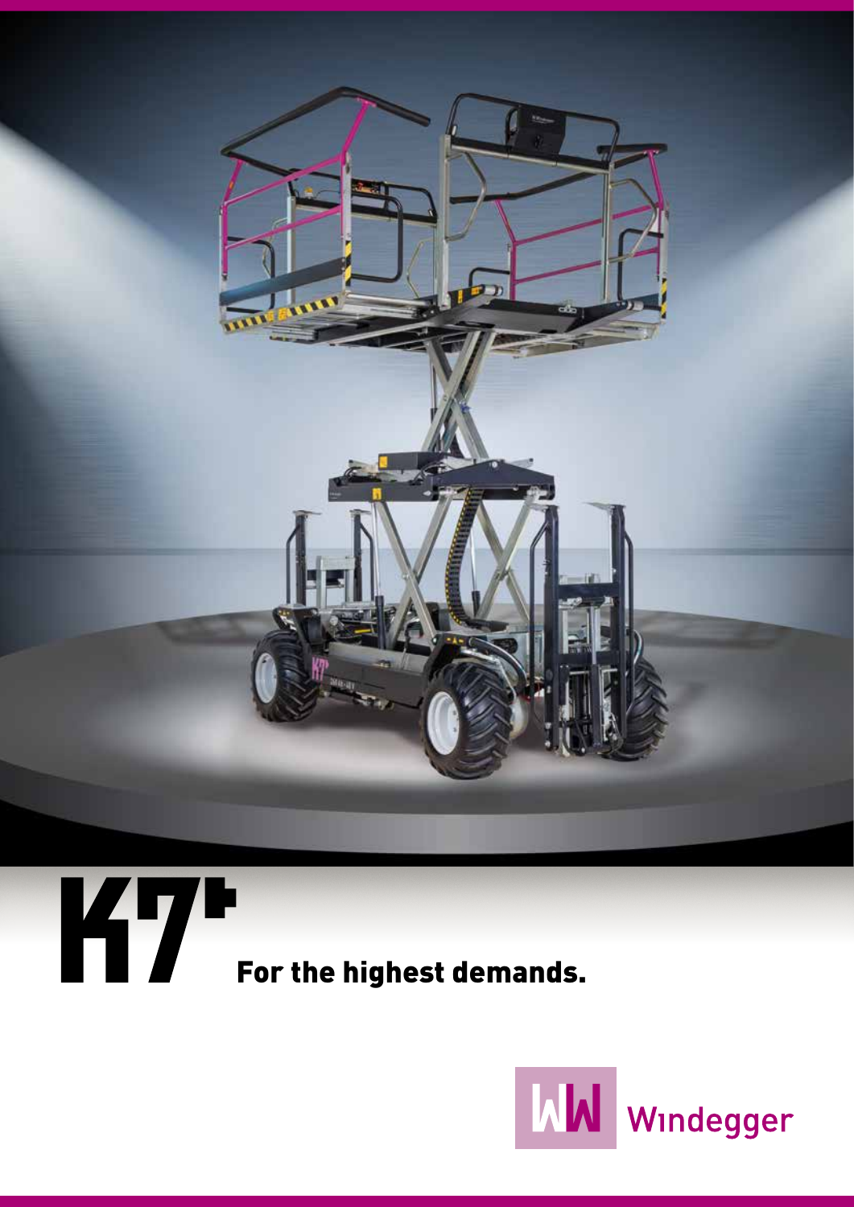# K7+

**For the highest demands.**

Windegger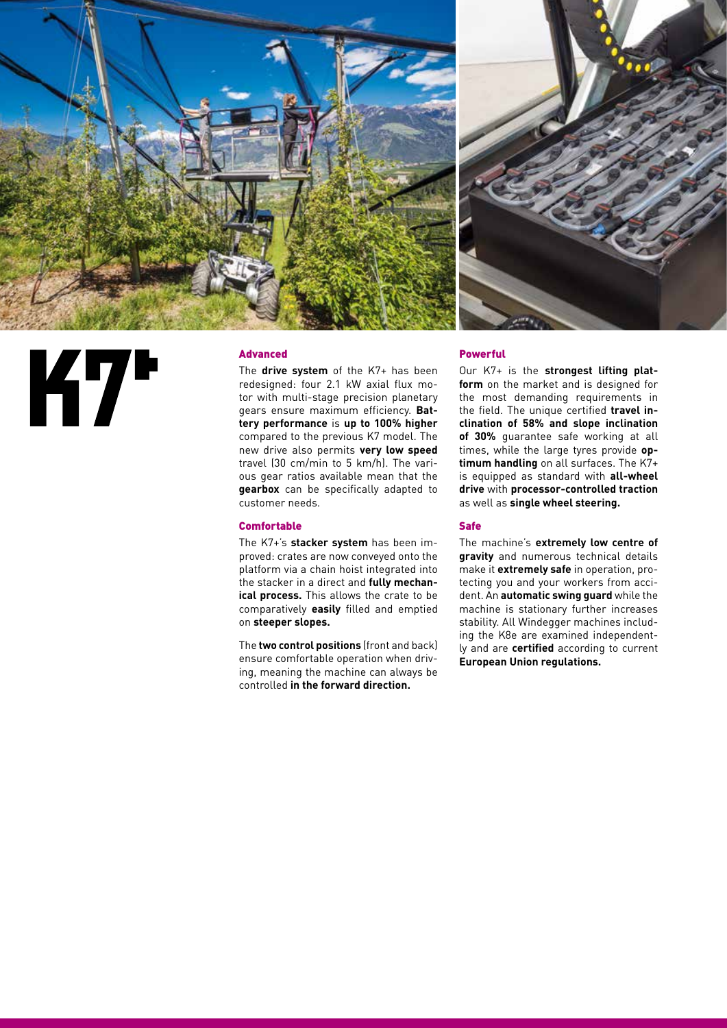# K7+

## Advanced

The **drive system** of the K7+ has been redesigned: four 2.1 kW axial flux motor with multi-stage precision planetary gears ensure maximum efficiency. **Battery performance** is **up to 100% higher** compared to the previous K7 model. The new drive also permits **very low speed** travel (30 cm/min to 5 km/h). The various gear ratios available mean that the **gearbox** can be specifically adapted to customer needs.

## Comfortable

The K7+'s **stacker system** has been improved: crates are now conveyed onto the platform via a chain hoist integrated into the stacker in a direct and **fully mechanical process.** This allows the crate to be comparatively **easily** filled and emptied on **steeper slopes.**

The **two control positions** (front and back) ensure comfortable operation when driving, meaning the machine can always be controlled **in the forward direction.**

## Powerful

Our K7+ is the **strongest lifting platform** on the market and is designed for the most demanding requirements in the field. The unique certified **travel inclination of 58% and slope inclination of 30%** guarantee safe working at all times, while the large tyres provide **optimum handling** on all surfaces. The K7+ is equipped as standard with **all-wheel drive** with **processor-controlled traction** as well as **single wheel steering.**

## Safe

The machine's **extremely low centre of gravity** and numerous technical details make it **extremely safe** in operation, protecting you and your workers from accident. An **automatic swing guard** while the machine is stationary further increases stability. All Windegger machines including the K8e are examined independently and are **certified** according to current **European Union regulations.**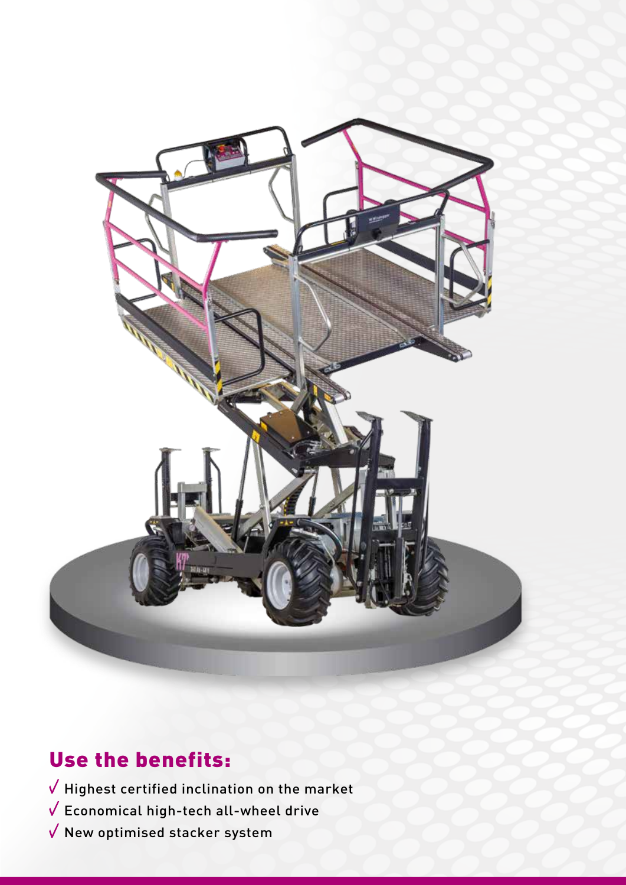## Use the benefits:

- √ Highest certified inclination on the market
- √ Economical high-tech all-wheel drive
- √ New optimised stacker system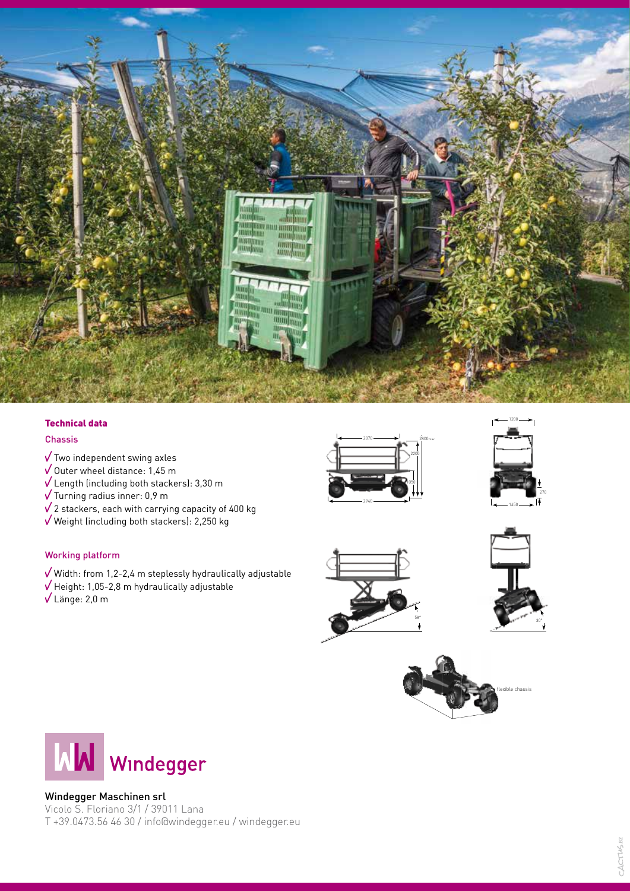## Technical data

### Chassis

- ✓ Two independent swing axles
- ✓ Outer wheel distance: 1,45 m
- ✓ Length (including both stackers): 3,30 m
- ✓ Turning radius inner: 0,9 m
- ✓ 2 stackers, each with carrying capacity of 400 kg
- ✓ Weight (including both stackers): 2,250 kg

### Working platform

- ✓ Width: from 1,2-2,4 m steplessly hydraulically adjustable
- ✓ Height: 1,05-2,8 m hydraulically adjustable
- ✓ Länge: 2,0 m

2070
2800max
2200
1050
2940

1200
270
1450

58°

30°

flexible chassis

Windegger

Windegger Maschinen srl
Vicolo S. Floriano 3/1 / 39011 Lana
T +39.0473.56 46 30 / info@windegger.eu / windegger.eu